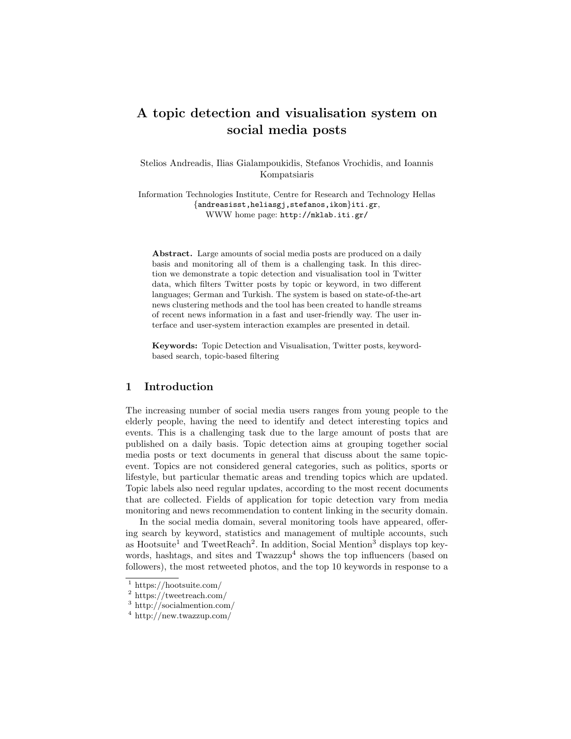# A topic detection and visualisation system on social media posts

Stelios Andreadis, Ilias Gialampoukidis, Stefanos Vrochidis, and Ioannis Kompatsiaris

Information Technologies Institute, Centre for Research and Technology Hellas
{andreasisst,heliasgj,stefanos,ikom}iti.gr,
WWW home page: http://mklab.iti.gr/

**Abstract.** Large amounts of social media posts are produced on a daily basis and monitoring all of them is a challenging task. In this direction we demonstrate a topic detection and visualisation tool in Twitter data, which filters Twitter posts by topic or keyword, in two different languages; German and Turkish. The system is based on state-of-the-art news clustering methods and the tool has been created to handle streams of recent news information in a fast and user-friendly way. The user interface and user-system interaction examples are presented in detail.

**Keywords:** Topic Detection and Visualisation, Twitter posts, keyword-based search, topic-based filtering

## 1 Introduction

The increasing number of social media users ranges from young people to the elderly people, having the need to identify and detect interesting topics and events. This is a challenging task due to the large amount of posts that are published on a daily basis. Topic detection aims at grouping together social media posts or text documents in general that discuss about the same topic-event. Topics are not considered general categories, such as politics, sports or lifestyle, but particular thematic areas and trending topics which are updated. Topic labels also need regular updates, according to the most recent documents that are collected. Fields of application for topic detection vary from media monitoring and news recommendation to content linking in the security domain.

In the social media domain, several monitoring tools have appeared, offering search by keyword, statistics and management of multiple accounts, such as Hootsuite[1] and TweetReach[2]. In addition, Social Mention[3] displays top keywords, hashtags, and sites and Twazzup[4] shows the top influencers (based on followers), the most retweeted photos, and the top 10 keywords in response to a

[1] https://hootsuite.com/
[2] https://tweetreach.com/
[3] http://socialmention.com/
[4] http://new.twazzup.com/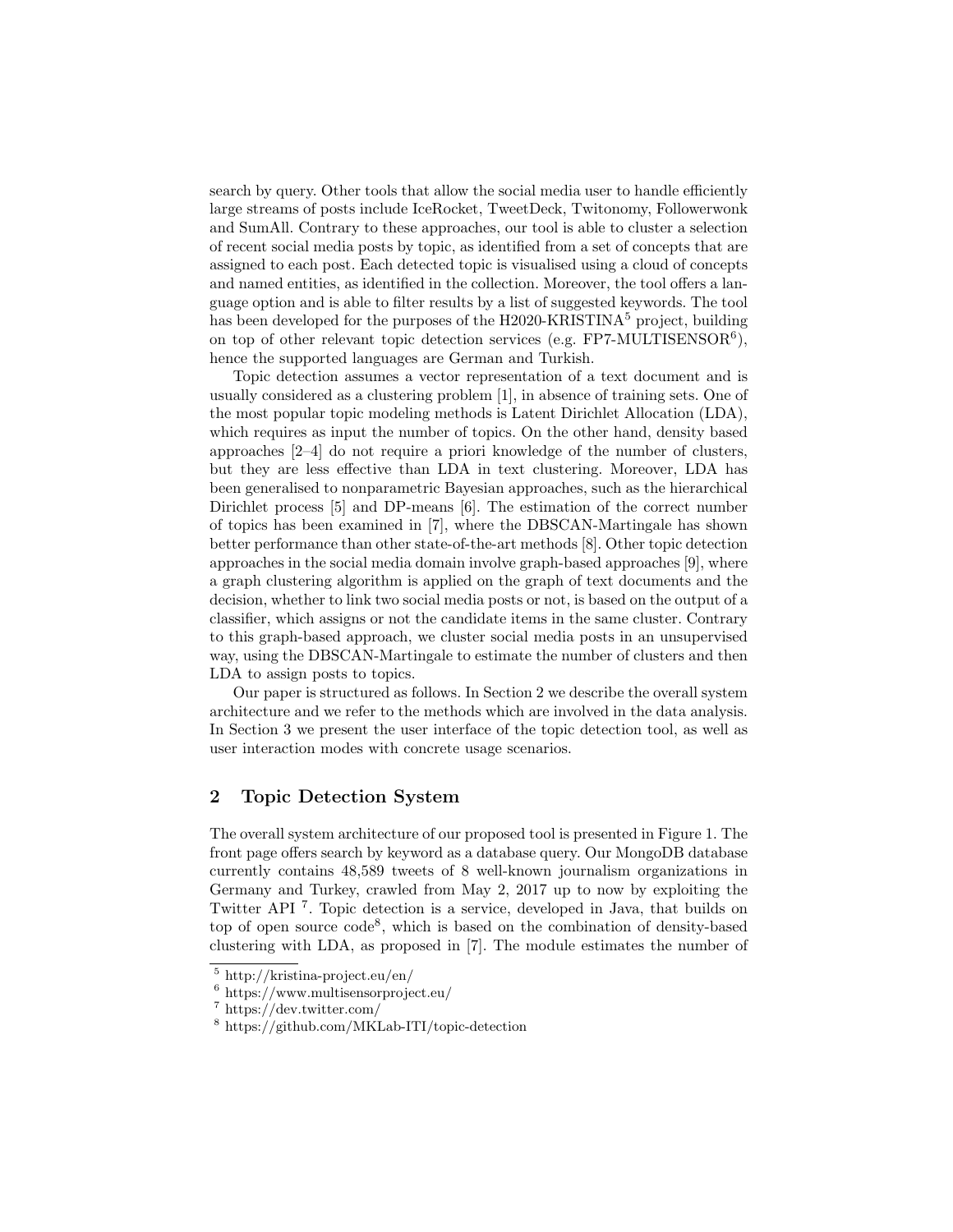search by query. Other tools that allow the social media user to handle efficiently large streams of posts include IceRocket, TweetDeck, Twitonomy, Followerwonk and SumAll. Contrary to these approaches, our tool is able to cluster a selection of recent social media posts by topic, as identified from a set of concepts that are assigned to each post. Each detected topic is visualised using a cloud of concepts and named entities, as identified in the collection. Moreover, the tool offers a language option and is able to filter results by a list of suggested keywords. The tool has been developed for the purposes of the H2020-KRISTINA[5] project, building on top of other relevant topic detection services (e.g. FP7-MULTISENSOR[6]), hence the supported languages are German and Turkish.

Topic detection assumes a vector representation of a text document and is usually considered as a clustering problem [1], in absence of training sets. One of the most popular topic modeling methods is Latent Dirichlet Allocation (LDA), which requires as input the number of topics. On the other hand, density based approaches [2–4] do not require a priori knowledge of the number of clusters, but they are less effective than LDA in text clustering. Moreover, LDA has been generalised to nonparametric Bayesian approaches, such as the hierarchical Dirichlet process [5] and DP-means [6]. The estimation of the correct number of topics has been examined in [7], where the DBSCAN-Martingale has shown better performance than other state-of-the-art methods [8]. Other topic detection approaches in the social media domain involve graph-based approaches [9], where a graph clustering algorithm is applied on the graph of text documents and the decision, whether to link two social media posts or not, is based on the output of a classifier, which assigns or not the candidate items in the same cluster. Contrary to this graph-based approach, we cluster social media posts in an unsupervised way, using the DBSCAN-Martingale to estimate the number of clusters and then LDA to assign posts to topics.

Our paper is structured as follows. In Section 2 we describe the overall system architecture and we refer to the methods which are involved in the data analysis. In Section 3 we present the user interface of the topic detection tool, as well as user interaction modes with concrete usage scenarios.

## 2 Topic Detection System

The overall system architecture of our proposed tool is presented in Figure 1. The front page offers search by keyword as a database query. Our MongoDB database currently contains 48,589 tweets of 8 well-known journalism organizations in Germany and Turkey, crawled from May 2, 2017 up to now by exploiting the Twitter API [7]. Topic detection is a service, developed in Java, that builds on top of open source code[8], which is based on the combination of density-based clustering with LDA, as proposed in [7]. The module estimates the number of

[5] http://kristina-project.eu/en/

[6] https://www.multisensorproject.eu/

[7] https://dev.twitter.com/

[8] https://github.com/MKLab-ITI/topic-detection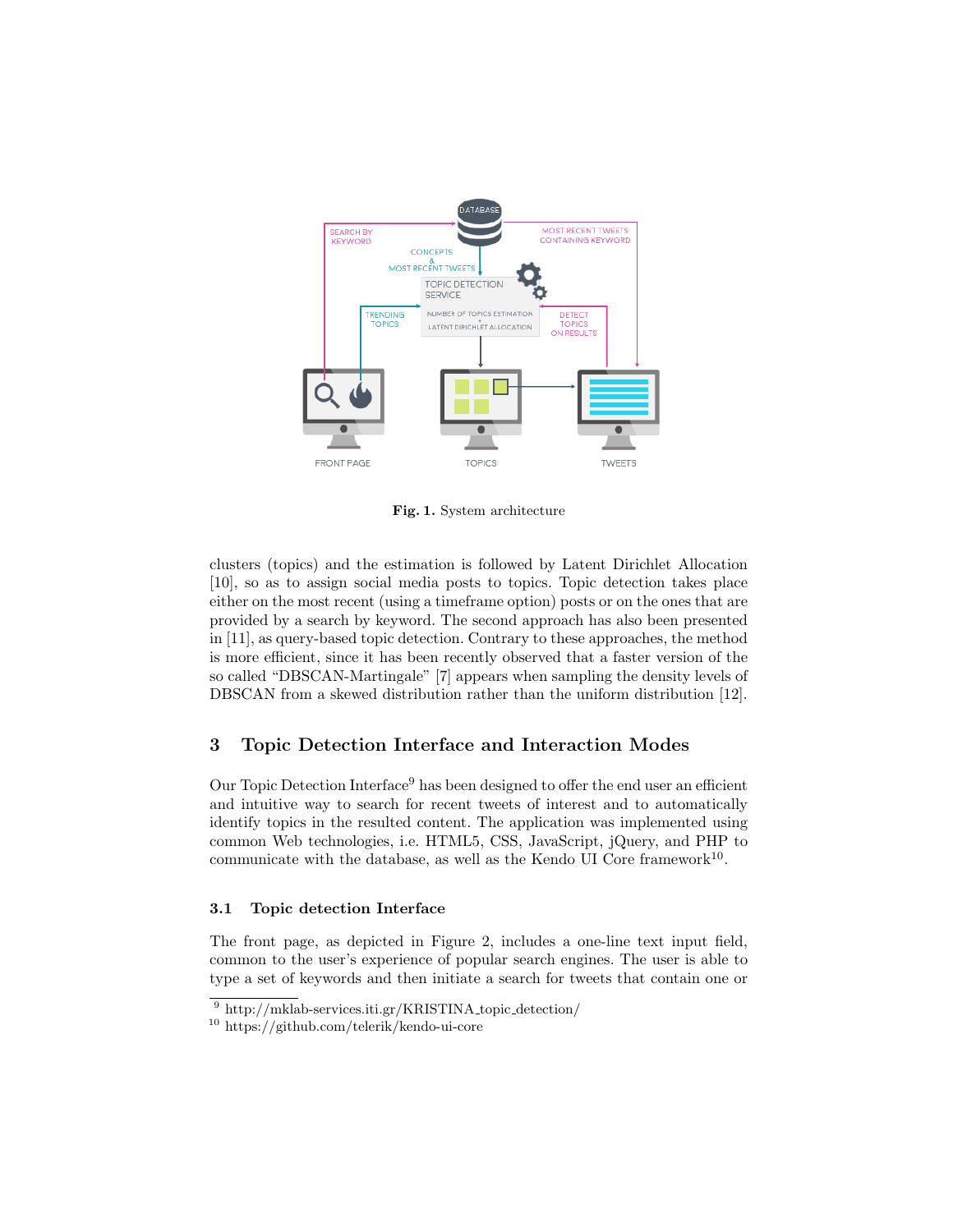**Fig. 1.** System architecture

clusters (topics) and the estimation is followed by Latent Dirichlet Allocation [10], so as to assign social media posts to topics. Topic detection takes place either on the most recent (using a timeframe option) posts or on the ones that are provided by a search by keyword. The second approach has also been presented in [11], as query-based topic detection. Contrary to these approaches, the method is more efficient, since it has been recently observed that a faster version of the so called "DBSCAN-Martingale" [7] appears when sampling the density levels of DBSCAN from a skewed distribution rather than the uniform distribution [12].

## 3 Topic Detection Interface and Interaction Modes

Our Topic Detection Interface[9] has been designed to offer the end user an efficient and intuitive way to search for recent tweets of interest and to automatically identify topics in the resulted content. The application was implemented using common Web technologies, i.e. HTML5, CSS, JavaScript, jQuery, and PHP to communicate with the database, as well as the Kendo UI Core framework[10].

### 3.1 Topic detection Interface

The front page, as depicted in Figure 2, includes a one-line text input field, common to the user's experience of popular search engines. The user is able to type a set of keywords and then initiate a search for tweets that contain one or

[9] http://mklab-services.iti.gr/KRISTINA_topic_detection/

[10] https://github.com/telerik/kendo-ui-core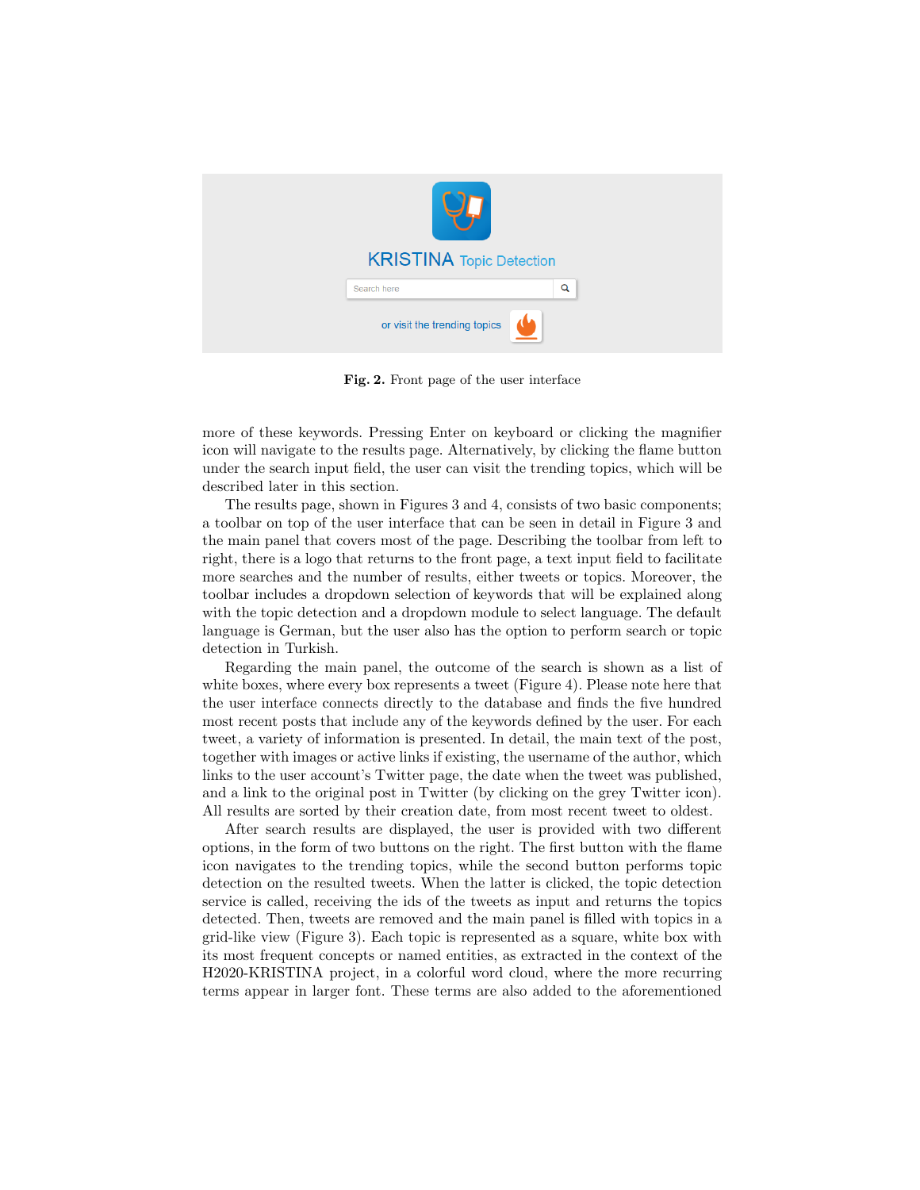**Fig. 2.** Front page of the user interface

more of these keywords. Pressing Enter on keyboard or clicking the magnifier icon will navigate to the results page. Alternatively, by clicking the flame button under the search input field, the user can visit the trending topics, which will be described later in this section.

The results page, shown in Figures 3 and 4, consists of two basic components; a toolbar on top of the user interface that can be seen in detail in Figure 3 and the main panel that covers most of the page. Describing the toolbar from left to right, there is a logo that returns to the front page, a text input field to facilitate more searches and the number of results, either tweets or topics. Moreover, the toolbar includes a dropdown selection of keywords that will be explained along with the topic detection and a dropdown module to select language. The default language is German, but the user also has the option to perform search or topic detection in Turkish.

Regarding the main panel, the outcome of the search is shown as a list of white boxes, where every box represents a tweet (Figure 4). Please note here that the user interface connects directly to the database and finds the five hundred most recent posts that include any of the keywords defined by the user. For each tweet, a variety of information is presented. In detail, the main text of the post, together with images or active links if existing, the username of the author, which links to the user account's Twitter page, the date when the tweet was published, and a link to the original post in Twitter (by clicking on the grey Twitter icon). All results are sorted by their creation date, from most recent tweet to oldest.

After search results are displayed, the user is provided with two different options, in the form of two buttons on the right. The first button with the flame icon navigates to the trending topics, while the second button performs topic detection on the resulted tweets. When the latter is clicked, the topic detection service is called, receiving the ids of the tweets as input and returns the topics detected. Then, tweets are removed and the main panel is filled with topics in a grid-like view (Figure 3). Each topic is represented as a square, white box with its most frequent concepts or named entities, as extracted in the context of the H2020-KRISTINA project, in a colorful word cloud, where the more recurring terms appear in larger font. These terms are also added to the aforementioned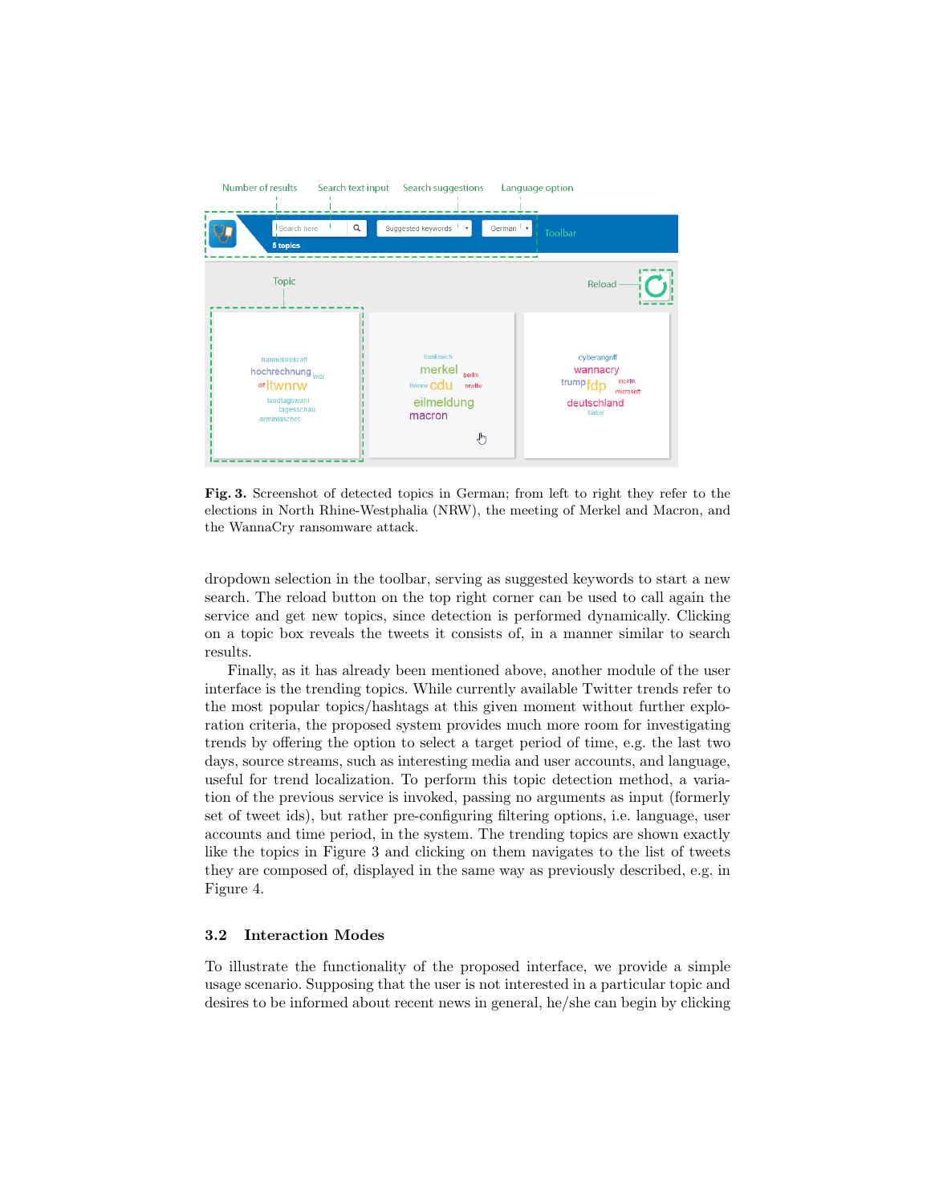**Fig. 3.** Screenshot of detected topics in German; from left to right they refer to the elections in North Rhine-Westphalia (NRW), the meeting of Merkel and Macron, and the WannaCry ransomware attack.

dropdown selection in the toolbar, serving as suggested keywords to start a new search. The reload button on the top right corner can be used to call again the service and get new topics, since detection is performed dynamically. Clicking on a topic box reveals the tweets it consists of, in a manner similar to search results.

Finally, as it has already been mentioned above, another module of the user interface is the trending topics. While currently available Twitter trends refer to the most popular topics/hashtags at this given moment without further exploration criteria, the proposed system provides much more room for investigating trends by offering the option to select a target period of time, e.g. the last two days, source streams, such as interesting media and user accounts, and language, useful for trend localization. To perform this topic detection method, a variation of the previous service is invoked, passing no arguments as input (formerly set of tweet ids), but rather pre-configuring filtering options, i.e. language, user accounts and time period, in the system. The trending topics are shown exactly like the topics in Figure 3 and clicking on them navigates to the list of tweets they are composed of, displayed in the same way as previously described, e.g. in Figure 4.

### 3.2 Interaction Modes

To illustrate the functionality of the proposed interface, we provide a simple usage scenario. Supposing that the user is not interested in a particular topic and desires to be informed about recent news in general, he/she can begin by clicking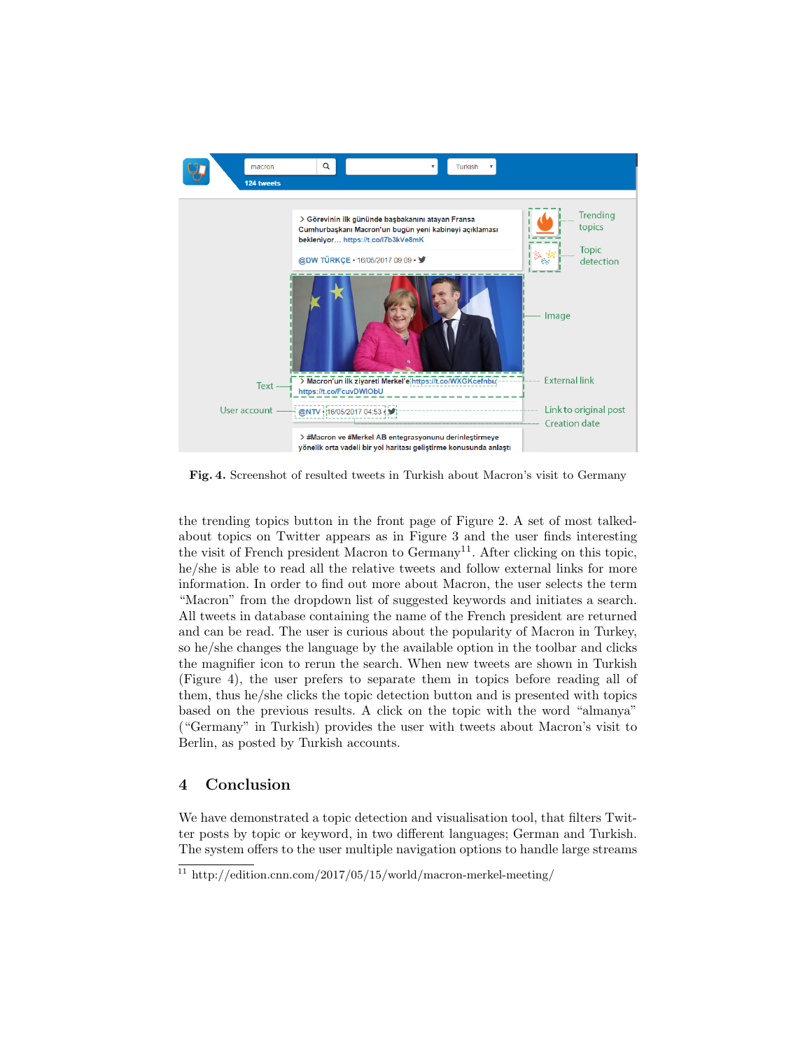**Fig. 4.** Screenshot of resulted tweets in Turkish about Macron's visit to Germany

the trending topics button in the front page of Figure 2. A set of most talked-about topics on Twitter appears as in Figure 3 and the user finds interesting the visit of French president Macron to Germany[11]. After clicking on this topic, he/she is able to read all the relative tweets and follow external links for more information. In order to find out more about Macron, the user selects the term "Macron" from the dropdown list of suggested keywords and initiates a search. All tweets in database containing the name of the French president are returned and can be read. The user is curious about the popularity of Macron in Turkey, so he/she changes the language by the available option in the toolbar and clicks the magnifier icon to rerun the search. When new tweets are shown in Turkish (Figure 4), the user prefers to separate them in topics before reading all of them, thus he/she clicks the topic detection button and is presented with topics based on the previous results. A click on the topic with the word "almanya" ("Germany" in Turkish) provides the user with tweets about Macron's visit to Berlin, as posted by Turkish accounts.

## 4 Conclusion

We have demonstrated a topic detection and visualisation tool, that filters Twitter posts by topic or keyword, in two different languages; German and Turkish. The system offers to the user multiple navigation options to handle large streams

[11] http://edition.cnn.com/2017/05/15/world/macron-merkel-meeting/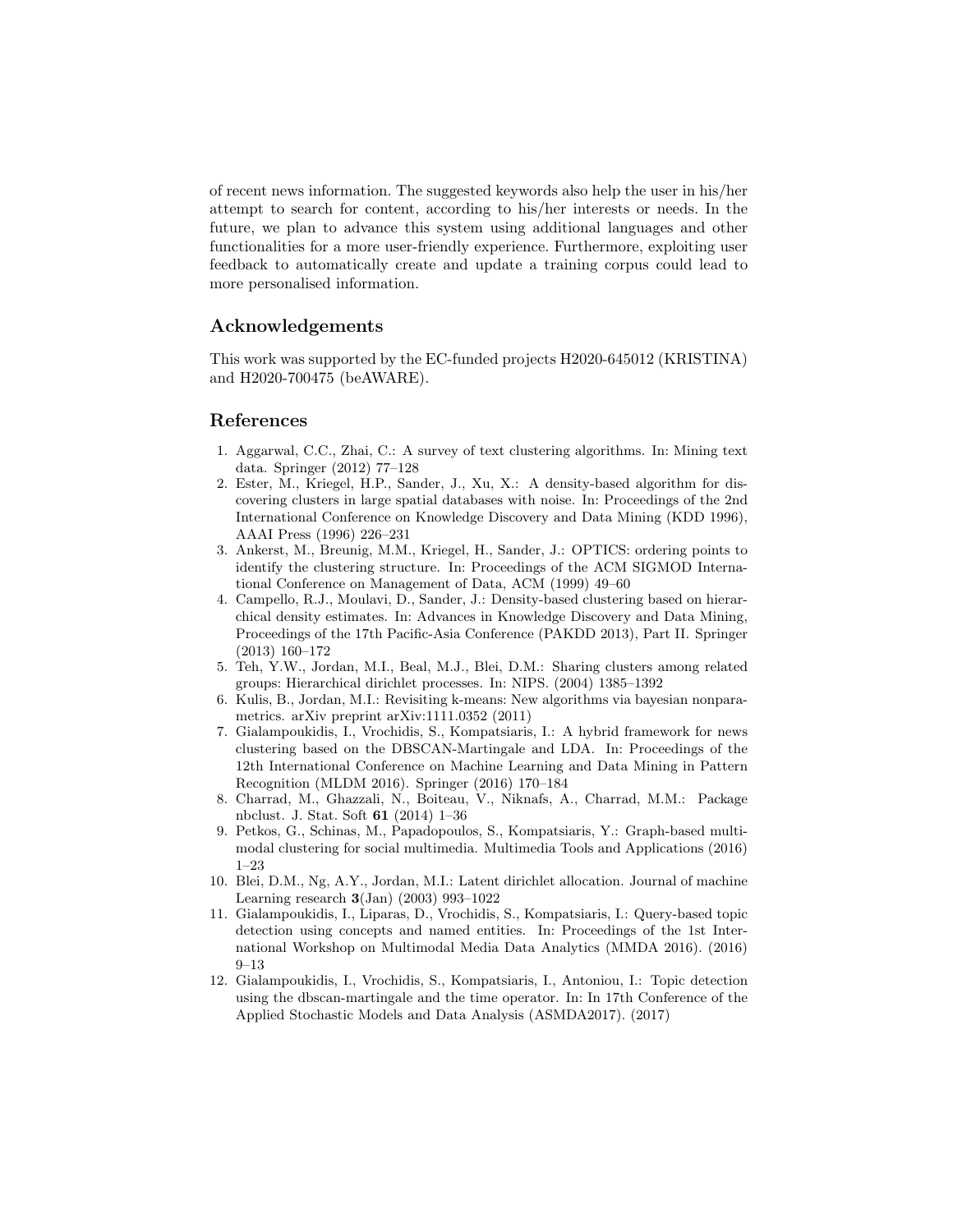of recent news information. The suggested keywords also help the user in his/her attempt to search for content, according to his/her interests or needs. In the future, we plan to advance this system using additional languages and other functionalities for a more user-friendly experience. Furthermore, exploiting user feedback to automatically create and update a training corpus could lead to more personalised information.

## Acknowledgements

This work was supported by the EC-funded projects H2020-645012 (KRISTINA) and H2020-700475 (beAWARE).

## References

1. Aggarwal, C.C., Zhai, C.: A survey of text clustering algorithms. In: Mining text data. Springer (2012) 77–128
2. Ester, M., Kriegel, H.P., Sander, J., Xu, X.: A density-based algorithm for discovering clusters in large spatial databases with noise. In: Proceedings of the 2nd International Conference on Knowledge Discovery and Data Mining (KDD 1996), AAAI Press (1996) 226–231
3. Ankerst, M., Breunig, M.M., Kriegel, H., Sander, J.: OPTICS: ordering points to identify the clustering structure. In: Proceedings of the ACM SIGMOD International Conference on Management of Data, ACM (1999) 49–60
4. Campello, R.J., Moulavi, D., Sander, J.: Density-based clustering based on hierarchical density estimates. In: Advances in Knowledge Discovery and Data Mining, Proceedings of the 17th Pacific-Asia Conference (PAKDD 2013), Part II. Springer (2013) 160–172
5. Teh, Y.W., Jordan, M.I., Beal, M.J., Blei, D.M.: Sharing clusters among related groups: Hierarchical dirichlet processes. In: NIPS. (2004) 1385–1392
6. Kulis, B., Jordan, M.I.: Revisiting k-means: New algorithms via bayesian nonparametrics. arXiv preprint arXiv:1111.0352 (2011)
7. Gialampoukidis, I., Vrochidis, S., Kompatsiaris, I.: A hybrid framework for news clustering based on the DBSCAN-Martingale and LDA. In: Proceedings of the 12th International Conference on Machine Learning and Data Mining in Pattern Recognition (MLDM 2016). Springer (2016) 170–184
8. Charrad, M., Ghazzali, N., Boiteau, V., Niknafs, A., Charrad, M.M.: Package nbclust. J. Stat. Soft **61** (2014) 1–36
9. Petkos, G., Schinas, M., Papadopoulos, S., Kompatsiaris, Y.: Graph-based multimodal clustering for social multimedia. Multimedia Tools and Applications (2016) 1–23
10. Blei, D.M., Ng, A.Y., Jordan, M.I.: Latent dirichlet allocation. Journal of machine Learning research **3**(Jan) (2003) 993–1022
11. Gialampoukidis, I., Liparas, D., Vrochidis, S., Kompatsiaris, I.: Query-based topic detection using concepts and named entities. In: Proceedings of the 1st International Workshop on Multimodal Media Data Analytics (MMDA 2016). (2016) 9–13
12. Gialampoukidis, I., Vrochidis, S., Kompatsiaris, I., Antoniou, I.: Topic detection using the dbscan-martingale and the time operator. In: In 17th Conference of the Applied Stochastic Models and Data Analysis (ASMDA2017). (2017)